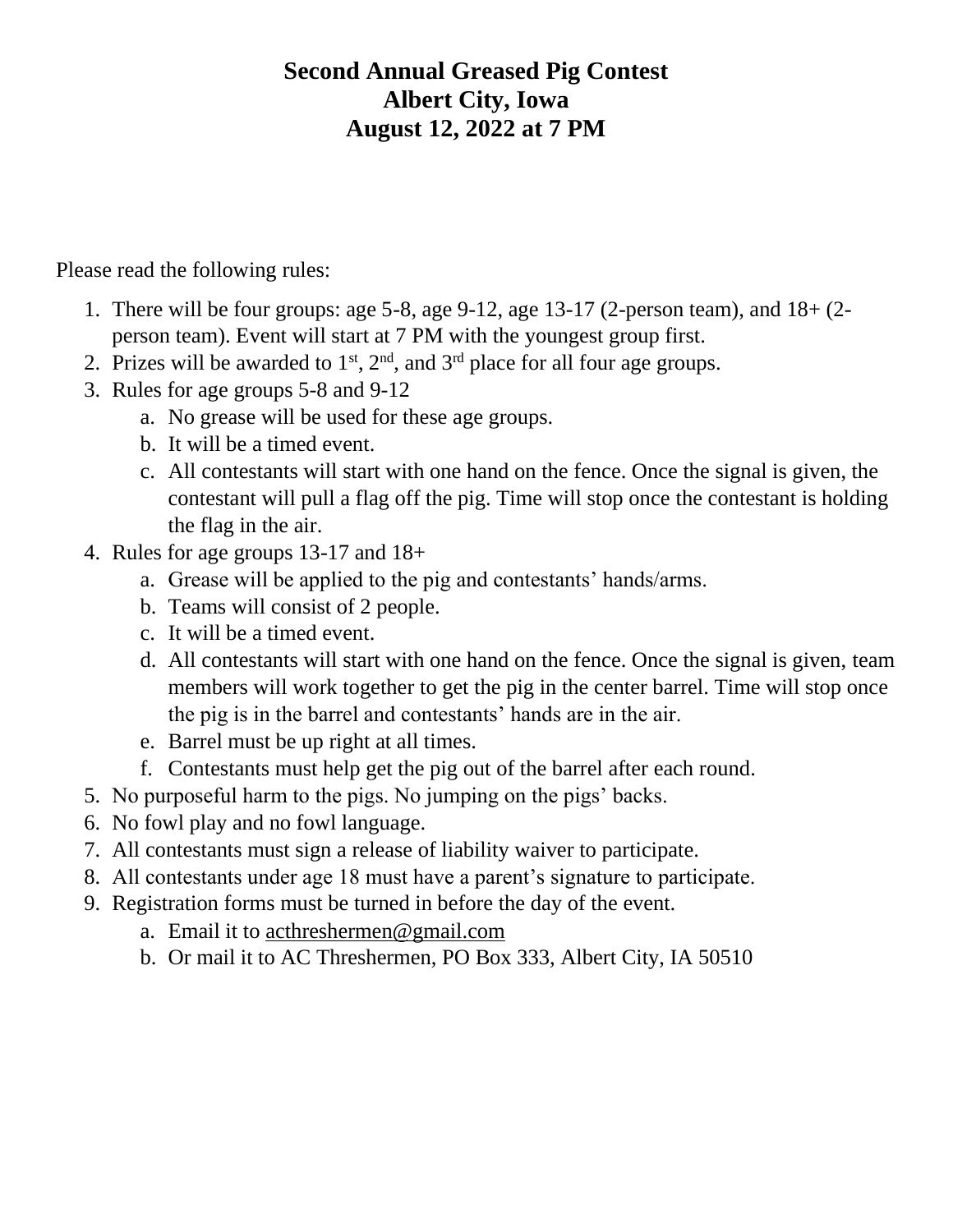# Second Annual Greased Pig Contest
# Albert City, Iowa
# August 12, 2022 at 7 PM

Please read the following rules:

1. There will be four groups: age 5-8, age 9-12, age 13-17 (2-person team), and 18+ (2-person team). Event will start at 7 PM with the youngest group first.
2. Prizes will be awarded to 1st, 2nd, and 3rd place for all four age groups.
3. Rules for age groups 5-8 and 9-12
   a. No grease will be used for these age groups.
   b. It will be a timed event.
   c. All contestants will start with one hand on the fence. Once the signal is given, the contestant will pull a flag off the pig. Time will stop once the contestant is holding the flag in the air.
4. Rules for age groups 13-17 and 18+
   a. Grease will be applied to the pig and contestants' hands/arms.
   b. Teams will consist of 2 people.
   c. It will be a timed event.
   d. All contestants will start with one hand on the fence. Once the signal is given, team members will work together to get the pig in the center barrel. Time will stop once the pig is in the barrel and contestants' hands are in the air.
   e. Barrel must be up right at all times.
   f. Contestants must help get the pig out of the barrel after each round.
5. No purposeful harm to the pigs. No jumping on the pigs' backs.
6. No fowl play and no fowl language.
7. All contestants must sign a release of liability waiver to participate.
8. All contestants under age 18 must have a parent's signature to participate.
9. Registration forms must be turned in before the day of the event.
   a. Email it to acthreshermen@gmail.com
   b. Or mail it to AC Threshermen, PO Box 333, Albert City, IA 50510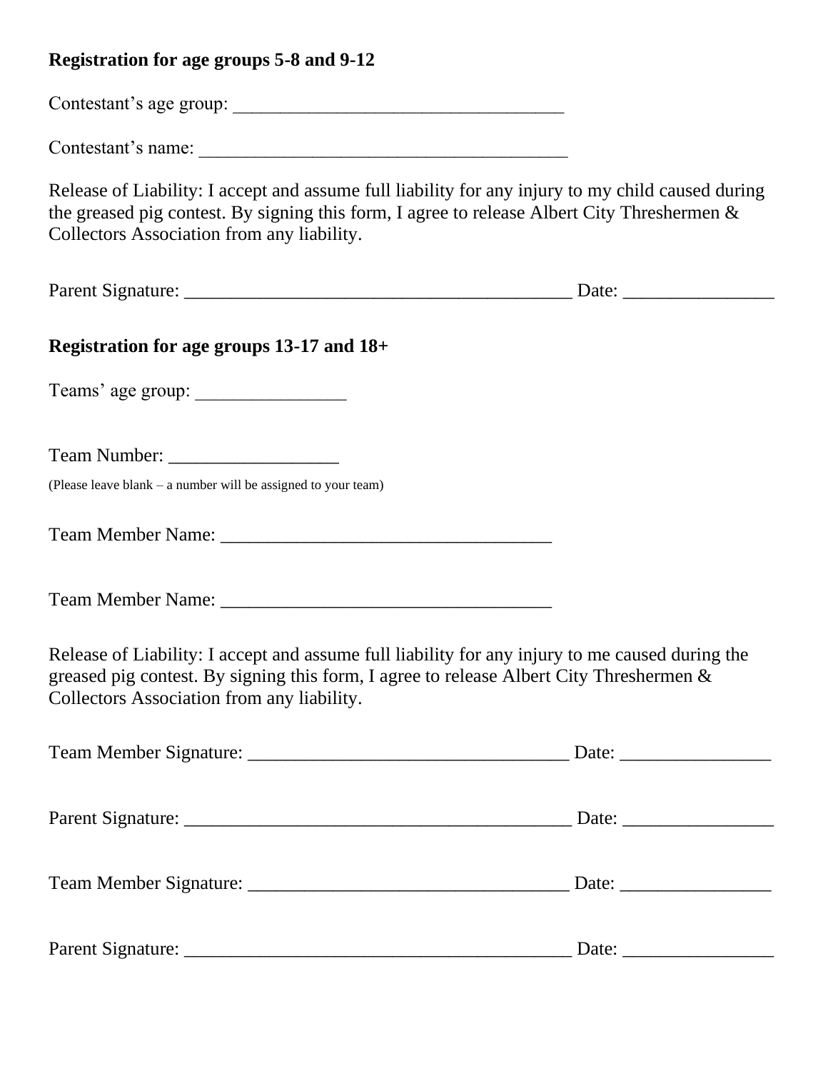**Registration for age groups 5-8 and 9-12**

Contestant's age group: ___________________________________

Contestant's name: _______________________________________

Release of Liability: I accept and assume full liability for any injury to my child caused during the greased pig contest. By signing this form, I agree to release Albert City Threshermen & Collectors Association from any liability.

Parent Signature: _________________________________________ Date: ________________

**Registration for age groups 13-17 and 18+**

Teams' age group: ________________

Team Number: __________________

(Please leave blank – a number will be assigned to your team)

Team Member Name: ___________________________________

Team Member Name: ___________________________________

Release of Liability: I accept and assume full liability for any injury to me caused during the greased pig contest. By signing this form, I agree to release Albert City Threshermen & Collectors Association from any liability.

Team Member Signature: __________________________________ Date: ________________

Parent Signature: _________________________________________ Date: ________________

Team Member Signature: __________________________________ Date: ________________

Parent Signature: _________________________________________ Date: ________________